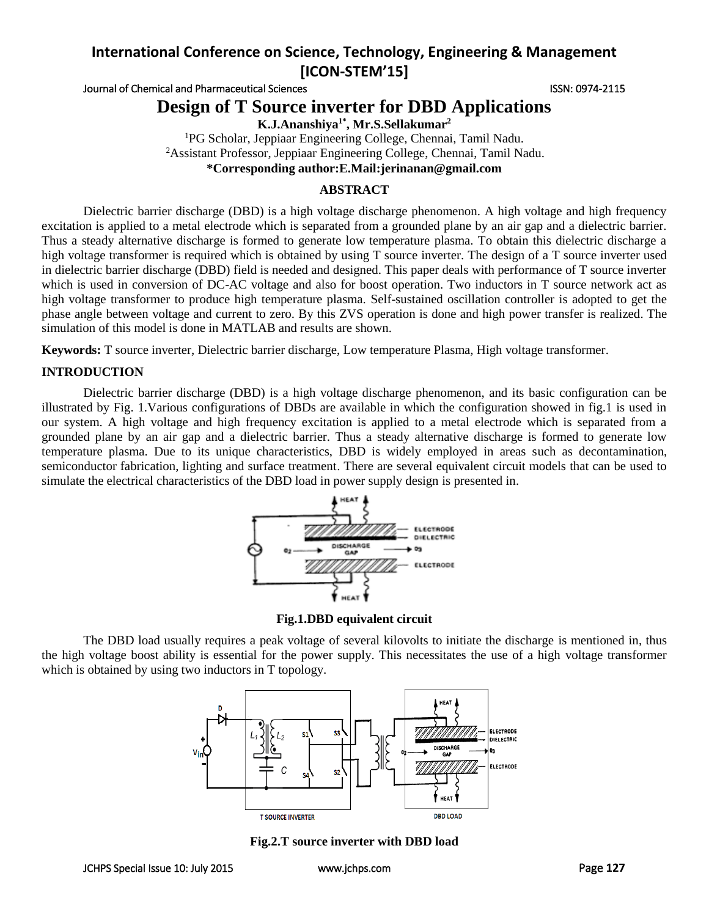# Design of T Source inverter for DBD Applications

**K.J.Ananshiya[1*], Mr.S.Sellakumar[2]**

[1]PG Scholar, Jeppiaar Engineering College, Chennai, Tamil Nadu.
[2]Assistant Professor, Jeppiaar Engineering College, Chennai, Tamil Nadu.
**\*Corresponding author:E.Mail:jerinanan@gmail.com**

## ABSTRACT

Dielectric barrier discharge (DBD) is a high voltage discharge phenomenon. A high voltage and high frequency excitation is applied to a metal electrode which is separated from a grounded plane by an air gap and a dielectric barrier. Thus a steady alternative discharge is formed to generate low temperature plasma. To obtain this dielectric discharge a high voltage transformer is required which is obtained by using T source inverter. The design of a T source inverter used in dielectric barrier discharge (DBD) field is needed and designed. This paper deals with performance of T source inverter which is used in conversion of DC-AC voltage and also for boost operation. Two inductors in T source network act as high voltage transformer to produce high temperature plasma. Self-sustained oscillation controller is adopted to get the phase angle between voltage and current to zero. By this ZVS operation is done and high power transfer is realized. The simulation of this model is done in MATLAB and results are shown.

**Keywords:** T source inverter, Dielectric barrier discharge, Low temperature Plasma, High voltage transformer.

## INTRODUCTION

Dielectric barrier discharge (DBD) is a high voltage discharge phenomenon, and its basic configuration can be illustrated by Fig. 1.Various configurations of DBDs are available in which the configuration showed in fig.1 is used in our system. A high voltage and high frequency excitation is applied to a metal electrode which is separated from a grounded plane by an air gap and a dielectric barrier. Thus a steady alternative discharge is formed to generate low temperature plasma. Due to its unique characteristics, DBD is widely employed in areas such as decontamination, semiconductor fabrication, lighting and surface treatment. There are several equivalent circuit models that can be used to simulate the electrical characteristics of the DBD load in power supply design is presented in.

**Fig.1.DBD equivalent circuit**

The DBD load usually requires a peak voltage of several kilovolts to initiate the discharge is mentioned in, thus the high voltage boost ability is essential for the power supply. This necessitates the use of a high voltage transformer which is obtained by using two inductors in T topology.

**Fig.2.T source inverter with DBD load**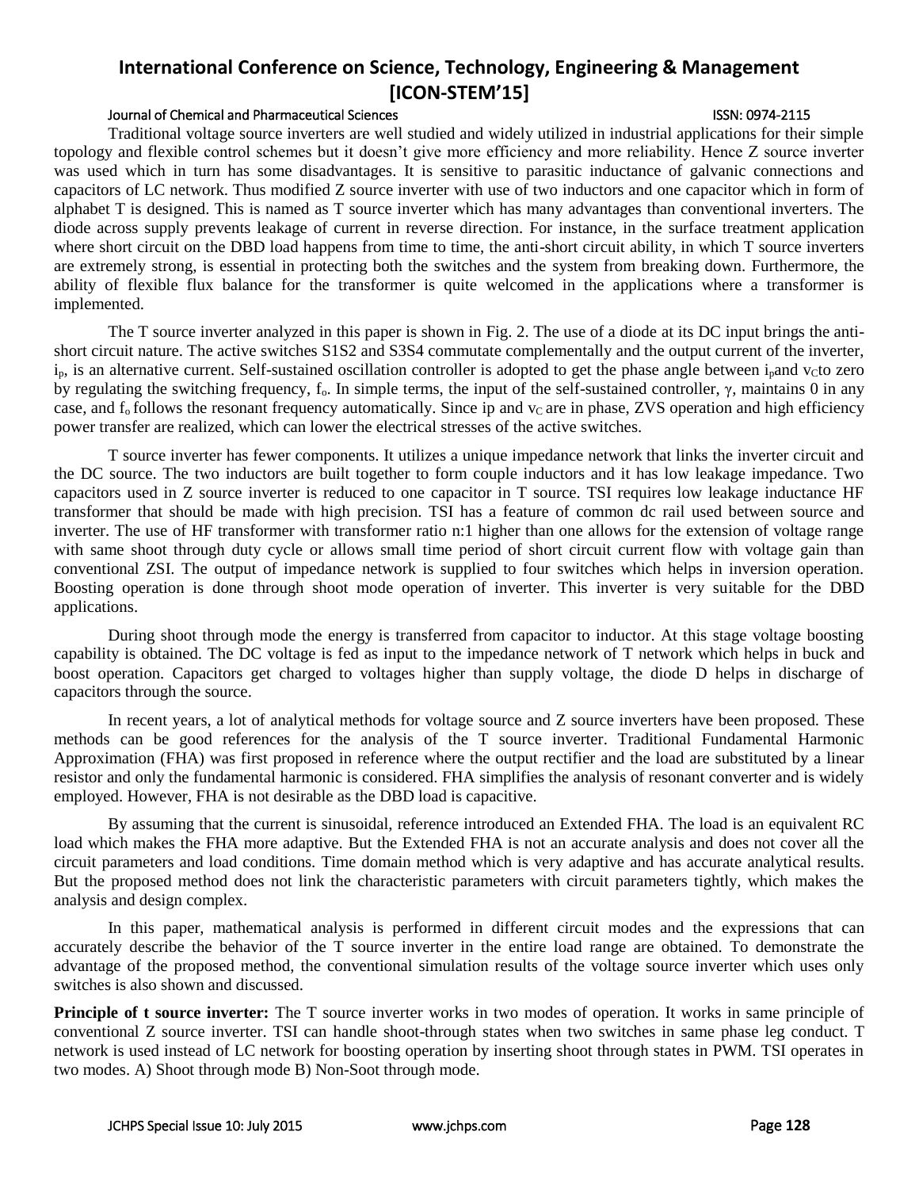Traditional voltage source inverters are well studied and widely utilized in industrial applications for their simple topology and flexible control schemes but it doesn't give more efficiency and more reliability. Hence Z source inverter was used which in turn has some disadvantages. It is sensitive to parasitic inductance of galvanic connections and capacitors of LC network. Thus modified Z source inverter with use of two inductors and one capacitor which in form of alphabet T is designed. This is named as T source inverter which has many advantages than conventional inverters. The diode across supply prevents leakage of current in reverse direction. For instance, in the surface treatment application where short circuit on the DBD load happens from time to time, the anti-short circuit ability, in which T source inverters are extremely strong, is essential in protecting both the switches and the system from breaking down. Furthermore, the ability of flexible flux balance for the transformer is quite welcomed in the applications where a transformer is implemented.

The T source inverter analyzed in this paper is shown in Fig. 2. The use of a diode at its DC input brings the anti-short circuit nature. The active switches S1S2 and S3S4 commutate complementally and the output current of the inverter, $i_p$, is an alternative current. Self-sustained oscillation controller is adopted to get the phase angle between $i_p$and $v_C$to zero by regulating the switching frequency, $f_o$. In simple terms, the input of the self-sustained controller, $\gamma$, maintains 0 in any case, and $f_o$ follows the resonant frequency automatically. Since ip and $v_C$ are in phase, ZVS operation and high efficiency power transfer are realized, which can lower the electrical stresses of the active switches.

T source inverter has fewer components. It utilizes a unique impedance network that links the inverter circuit and the DC source. The two inductors are built together to form couple inductors and it has low leakage impedance. Two capacitors used in Z source inverter is reduced to one capacitor in T source. TSI requires low leakage inductance HF transformer that should be made with high precision. TSI has a feature of common dc rail used between source and inverter. The use of HF transformer with transformer ratio n:1 higher than one allows for the extension of voltage range with same shoot through duty cycle or allows small time period of short circuit current flow with voltage gain than conventional ZSI. The output of impedance network is supplied to four switches which helps in inversion operation. Boosting operation is done through shoot mode operation of inverter. This inverter is very suitable for the DBD applications.

During shoot through mode the energy is transferred from capacitor to inductor. At this stage voltage boosting capability is obtained. The DC voltage is fed as input to the impedance network of T network which helps in buck and boost operation. Capacitors get charged to voltages higher than supply voltage, the diode D helps in discharge of capacitors through the source.

In recent years, a lot of analytical methods for voltage source and Z source inverters have been proposed. These methods can be good references for the analysis of the T source inverter. Traditional Fundamental Harmonic Approximation (FHA) was first proposed in reference where the output rectifier and the load are substituted by a linear resistor and only the fundamental harmonic is considered. FHA simplifies the analysis of resonant converter and is widely employed. However, FHA is not desirable as the DBD load is capacitive.

By assuming that the current is sinusoidal, reference introduced an Extended FHA. The load is an equivalent RC load which makes the FHA more adaptive. But the Extended FHA is not an accurate analysis and does not cover all the circuit parameters and load conditions. Time domain method which is very adaptive and has accurate analytical results. But the proposed method does not link the characteristic parameters with circuit parameters tightly, which makes the analysis and design complex.

In this paper, mathematical analysis is performed in different circuit modes and the expressions that can accurately describe the behavior of the T source inverter in the entire load range are obtained. To demonstrate the advantage of the proposed method, the conventional simulation results of the voltage source inverter which uses only switches is also shown and discussed.

**Principle of t source inverter:** The T source inverter works in two modes of operation. It works in same principle of conventional Z source inverter. TSI can handle shoot-through states when two switches in same phase leg conduct. T network is used instead of LC network for boosting operation by inserting shoot through states in PWM. TSI operates in two modes. A) Shoot through mode B) Non-Soot through mode.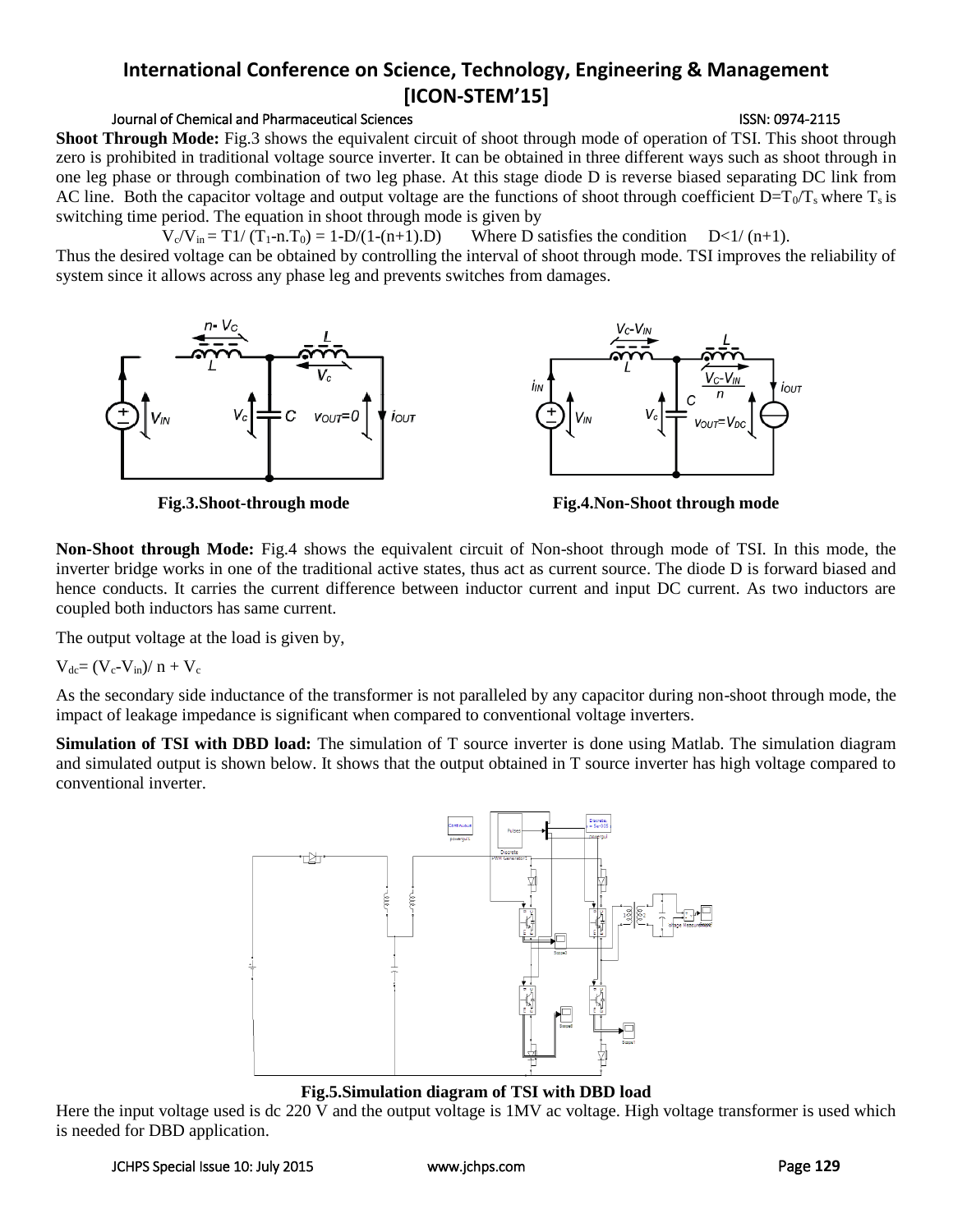**Shoot Through Mode:** Fig.3 shows the equivalent circuit of shoot through mode of operation of TSI. This shoot through zero is prohibited in traditional voltage source inverter. It can be obtained in three different ways such as shoot through in one leg phase or through combination of two leg phase. At this stage diode D is reverse biased separating DC link from AC line. Both the capacitor voltage and output voltage are the functions of shoot through coefficient $D=T_0/T_s$ where $T_s$ is switching time period. The equation in shoot through mode is given by

$$V_c/V_{in} = T1/(T_1\text{-}n.T_0) = 1\text{-}D/(1\text{-}(n+1).D) \qquad \text{Where D satisfies the condition} \quad D<1/(n+1).$$

Thus the desired voltage can be obtained by controlling the interval of shoot through mode. TSI improves the reliability of system since it allows across any phase leg and prevents switches from damages.

**Fig.3.Shoot-through mode**

**Fig.4.Non-Shoot through mode**

**Non-Shoot through Mode:** Fig.4 shows the equivalent circuit of Non-shoot through mode of TSI. In this mode, the inverter bridge works in one of the traditional active states, thus act as current source. The diode D is forward biased and hence conducts. It carries the current difference between inductor current and input DC current. As two inductors are coupled both inductors has same current.

The output voltage at the load is given by,

$$V_{dc}= (V_c\text{-}V_{in})/ n + V_c$$

As the secondary side inductance of the transformer is not paralleled by any capacitor during non-shoot through mode, the impact of leakage impedance is significant when compared to conventional voltage inverters.

**Simulation of TSI with DBD load:** The simulation of T source inverter is done using Matlab. The simulation diagram and simulated output is shown below. It shows that the output obtained in T source inverter has high voltage compared to conventional inverter.

**Fig.5.Simulation diagram of TSI with DBD load**

Here the input voltage used is dc 220 V and the output voltage is 1MV ac voltage. High voltage transformer is used which is needed for DBD application.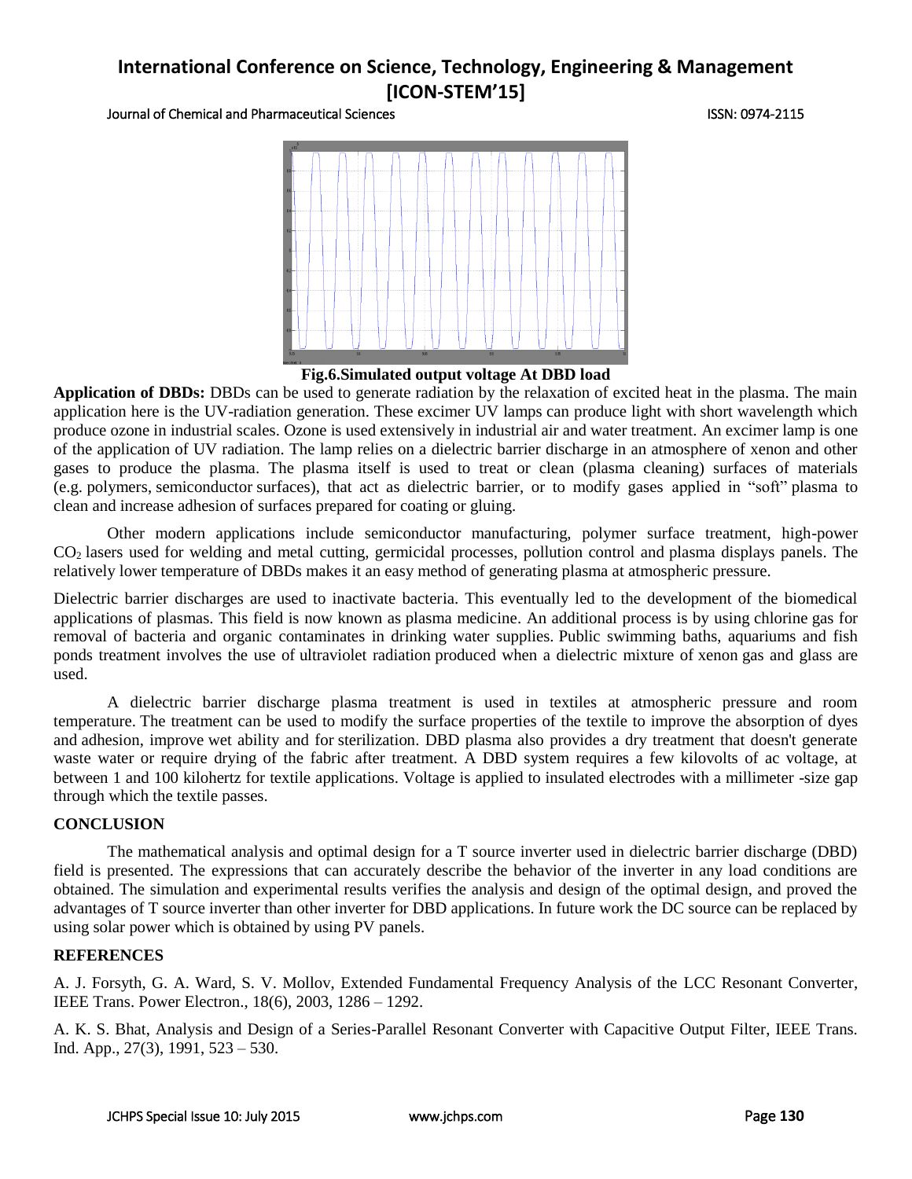Fig.6.Simulated output voltage At DBD load

**Application of DBDs:** DBDs can be used to generate radiation by the relaxation of excited heat in the plasma. The main application here is the UV-radiation generation. These excimer UV lamps can produce light with short wavelength which produce ozone in industrial scales. Ozone is used extensively in industrial air and water treatment. An excimer lamp is one of the application of UV radiation. The lamp relies on a dielectric barrier discharge in an atmosphere of xenon and other gases to produce the plasma. The plasma itself is used to treat or clean (plasma cleaning) surfaces of materials (e.g. polymers, semiconductor surfaces), that act as dielectric barrier, or to modify gases applied in "soft" plasma to clean and increase adhesion of surfaces prepared for coating or gluing.

Other modern applications include semiconductor manufacturing, polymer surface treatment, high-power $CO_2$ lasers used for welding and metal cutting, germicidal processes, pollution control and plasma displays panels. The relatively lower temperature of DBDs makes it an easy method of generating plasma at atmospheric pressure.

Dielectric barrier discharges are used to inactivate bacteria. This eventually led to the development of the biomedical applications of plasmas. This field is now known as plasma medicine. An additional process is by using chlorine gas for removal of bacteria and organic contaminates in drinking water supplies. Public swimming baths, aquariums and fish ponds treatment involves the use of ultraviolet radiation produced when a dielectric mixture of xenon gas and glass are used.

A dielectric barrier discharge plasma treatment is used in textiles at atmospheric pressure and room temperature. The treatment can be used to modify the surface properties of the textile to improve the absorption of dyes and adhesion, improve wet ability and for sterilization. DBD plasma also provides a dry treatment that doesn't generate waste water or require drying of the fabric after treatment. A DBD system requires a few kilovolts of ac voltage, at between 1 and 100 kilohertz for textile applications. Voltage is applied to insulated electrodes with a millimeter -size gap through which the textile passes.

## CONCLUSION

The mathematical analysis and optimal design for a T source inverter used in dielectric barrier discharge (DBD) field is presented. The expressions that can accurately describe the behavior of the inverter in any load conditions are obtained. The simulation and experimental results verifies the analysis and design of the optimal design, and proved the advantages of T source inverter than other inverter for DBD applications. In future work the DC source can be replaced by using solar power which is obtained by using PV panels.

## REFERENCES

A. J. Forsyth, G. A. Ward, S. V. Mollov, Extended Fundamental Frequency Analysis of the LCC Resonant Converter, IEEE Trans. Power Electron., 18(6), 2003, 1286 – 1292.

A. K. S. Bhat, Analysis and Design of a Series-Parallel Resonant Converter with Capacitive Output Filter, IEEE Trans. Ind. App., 27(3), 1991, 523 – 530.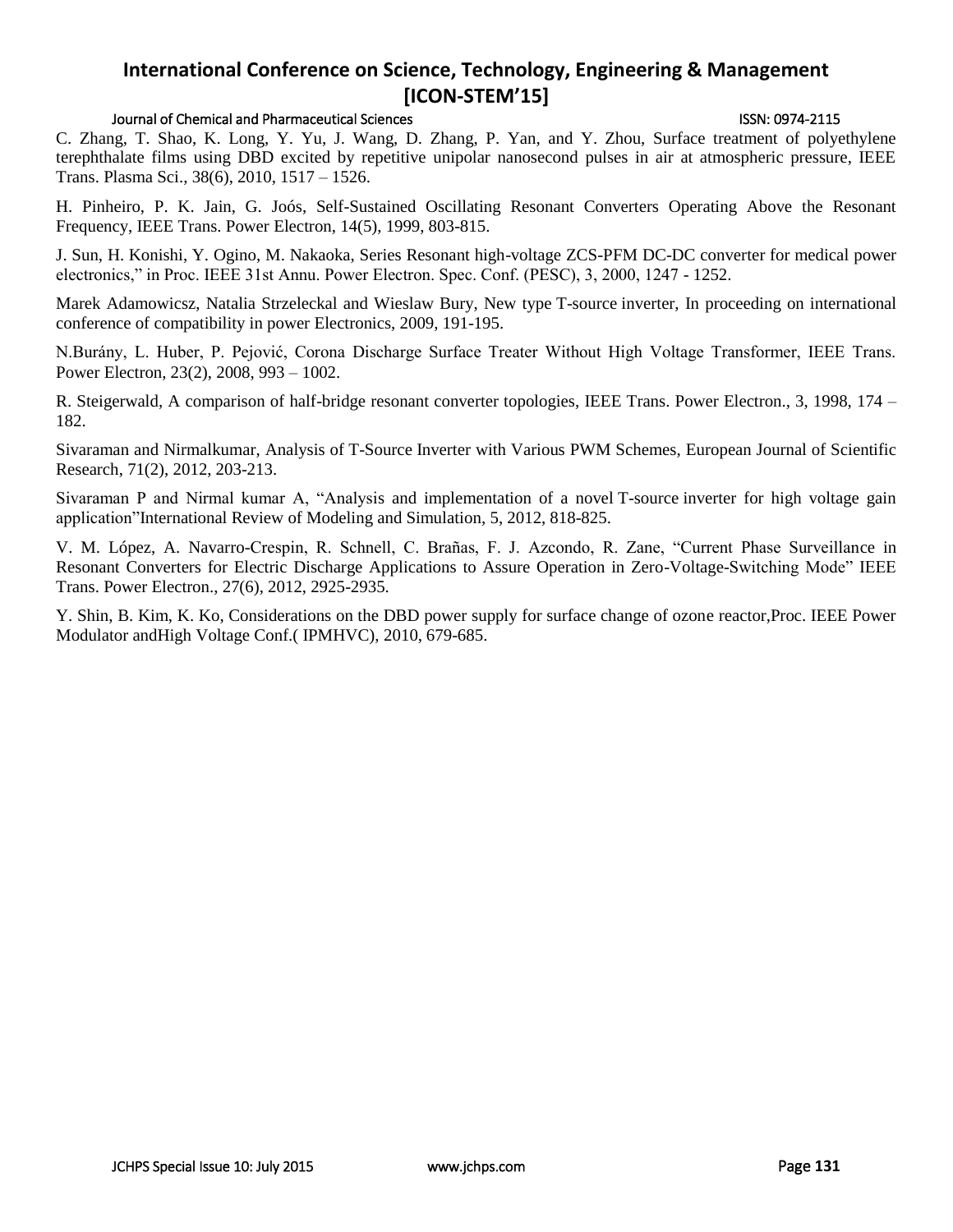C. Zhang, T. Shao, K. Long, Y. Yu, J. Wang, D. Zhang, P. Yan, and Y. Zhou, Surface treatment of polyethylene terephthalate films using DBD excited by repetitive unipolar nanosecond pulses in air at atmospheric pressure, IEEE Trans. Plasma Sci., 38(6), 2010, 1517 – 1526.

H. Pinheiro, P. K. Jain, G. Joós, Self-Sustained Oscillating Resonant Converters Operating Above the Resonant Frequency, IEEE Trans. Power Electron, 14(5), 1999, 803-815.

J. Sun, H. Konishi, Y. Ogino, M. Nakaoka, Series Resonant high-voltage ZCS-PFM DC-DC converter for medical power electronics," in Proc. IEEE 31st Annu. Power Electron. Spec. Conf. (PESC), 3, 2000, 1247 - 1252.

Marek Adamowicsz, Natalia Strzeleckal and Wieslaw Bury, New type T-source inverter, In proceeding on international conference of compatibility in power Electronics, 2009, 191-195.

N.Burány, L. Huber, P. Pejović, Corona Discharge Surface Treater Without High Voltage Transformer, IEEE Trans. Power Electron, 23(2), 2008, 993 – 1002.

R. Steigerwald, A comparison of half-bridge resonant converter topologies, IEEE Trans. Power Electron., 3, 1998, 174 – 182.

Sivaraman and Nirmalkumar, Analysis of T-Source Inverter with Various PWM Schemes, European Journal of Scientific Research, 71(2), 2012, 203-213.

Sivaraman P and Nirmal kumar A, "Analysis and implementation of a novel T-source inverter for high voltage gain application"International Review of Modeling and Simulation, 5, 2012, 818-825.

V. M. López, A. Navarro-Crespin, R. Schnell, C. Brañas, F. J. Azcondo, R. Zane, "Current Phase Surveillance in Resonant Converters for Electric Discharge Applications to Assure Operation in Zero-Voltage-Switching Mode" IEEE Trans. Power Electron., 27(6), 2012, 2925-2935.

Y. Shin, B. Kim, K. Ko, Considerations on the DBD power supply for surface change of ozone reactor,Proc. IEEE Power Modulator andHigh Voltage Conf.( IPMHVC), 2010, 679-685.